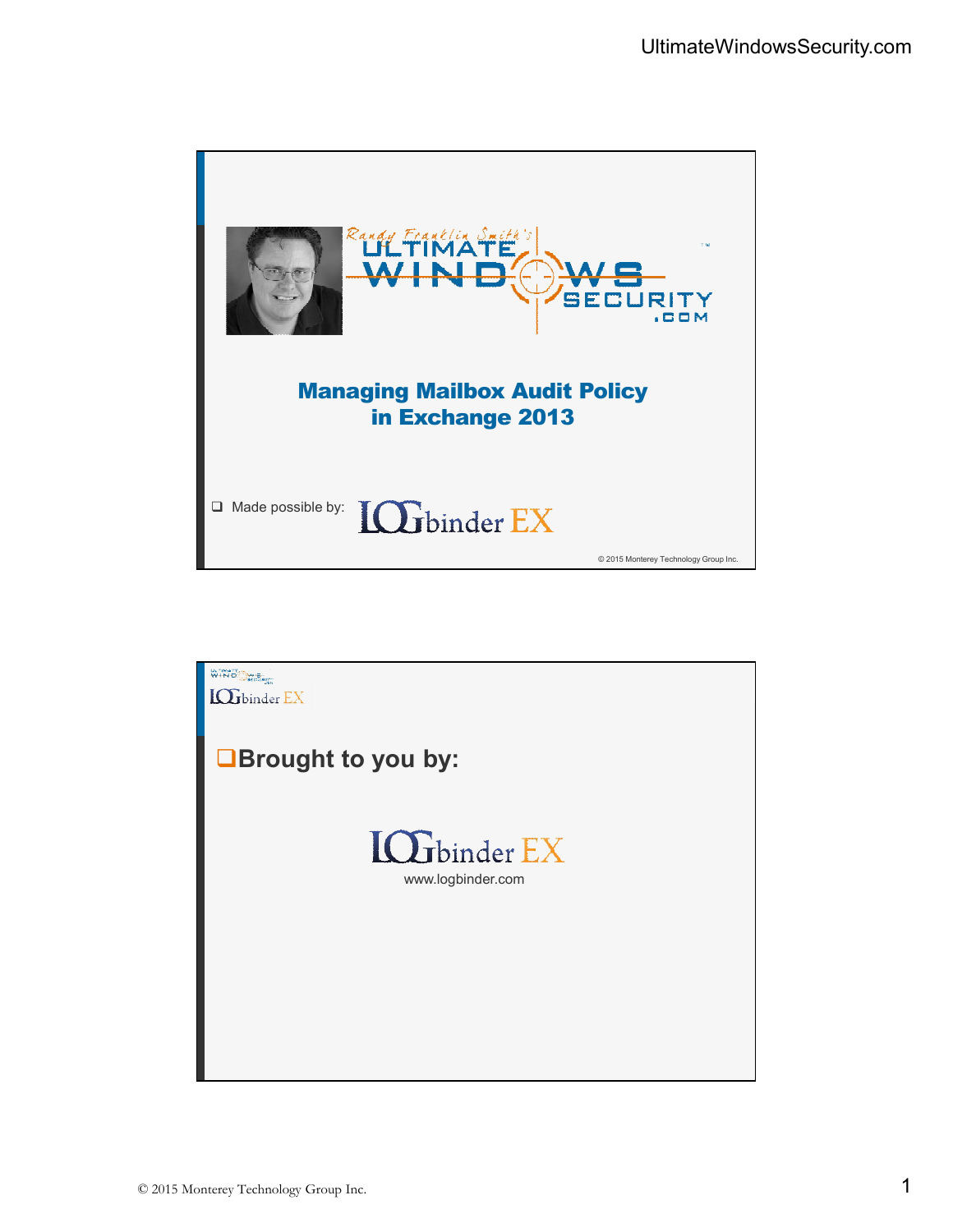Randy Franklin Smith's ULTIMATE WINDOWS SECURITY.COM

# Managing Mailbox Audit Policy in Exchange 2013

- Made possible by: LOGbinder EX

© 2015 Monterey Technology Group Inc.

---

LOGbinder EX

- **Brought to you by:**

LOGbinder EX

www.logbinder.com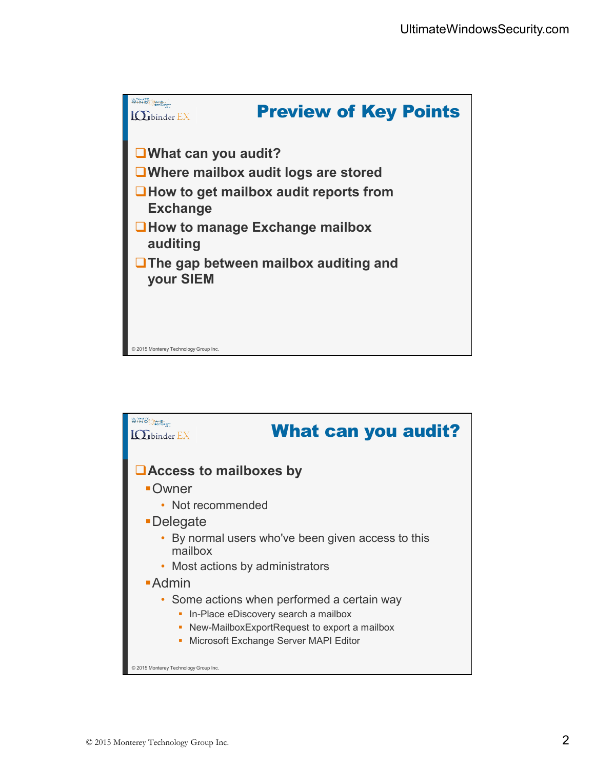## Preview of Key Points

- What can you audit?
- Where mailbox audit logs are stored
- How to get mailbox audit reports from Exchange
- How to manage Exchange mailbox auditing
- The gap between mailbox auditing and your SIEM

© 2015 Monterey Technology Group Inc.

## What can you audit?

- Access to mailboxes by
  - Owner
    - Not recommended
  - Delegate
    - By normal users who've been given access to this mailbox
    - Most actions by administrators
  - Admin
    - Some actions when performed a certain way
      - In-Place eDiscovery search a mailbox
      - New-MailboxExportRequest to export a mailbox
      - Microsoft Exchange Server MAPI Editor

© 2015 Monterey Technology Group Inc.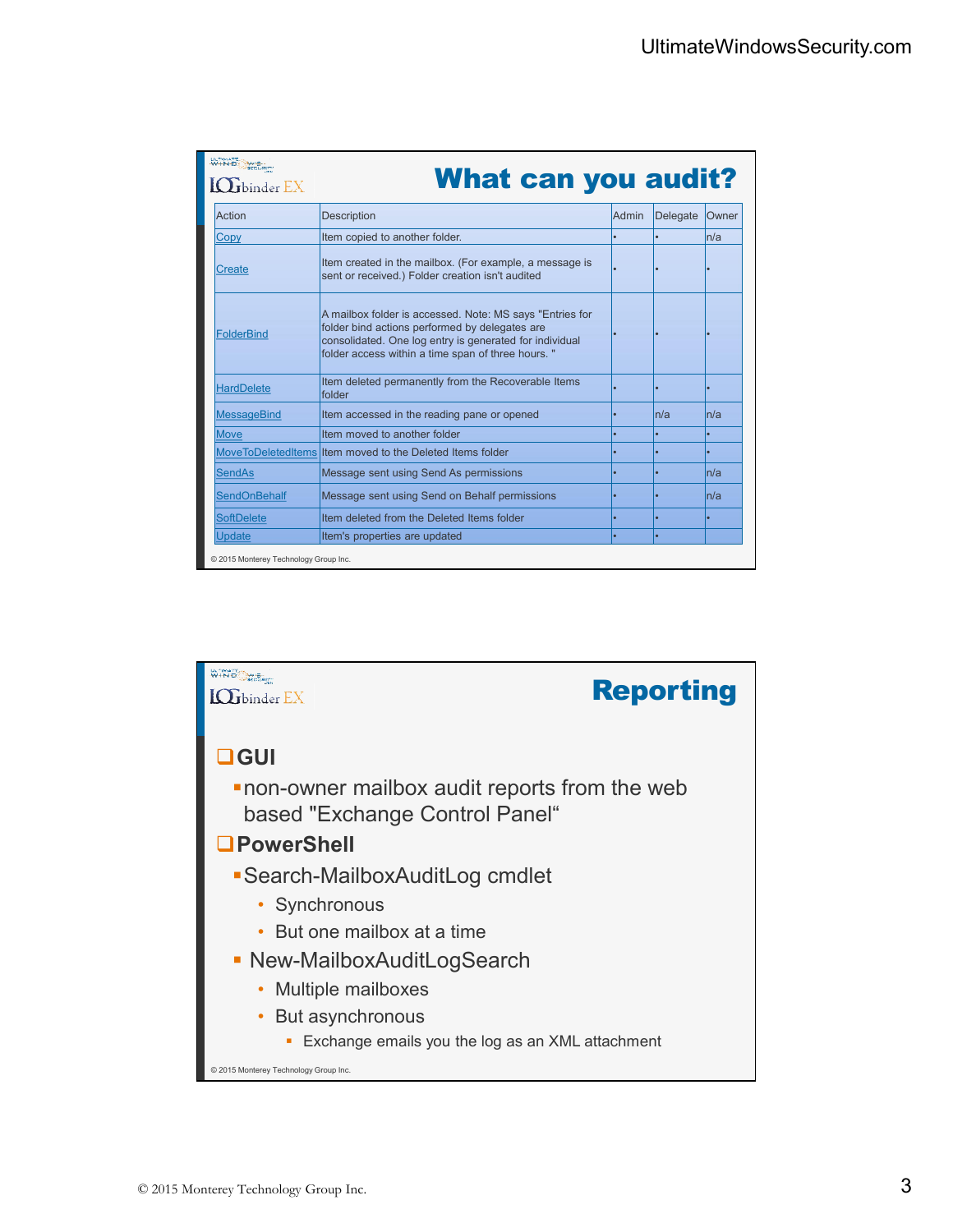## What can you audit?

| Action | Description | Admin | Delegate | Owner |
|---|---|---|---|---|
| Copy | Item copied to another folder. | • | • | n/a |
| Create | Item created in the mailbox. (For example, a message is sent or received.) Folder creation isn't audited | • | • | • |
| FolderBind | A mailbox folder is accessed. Note: MS says "Entries for folder bind actions performed by delegates are consolidated. One log entry is generated for individual folder access within a time span of three hours. " | • | • | • |
| HardDelete | Item deleted permanently from the Recoverable Items folder | • | • | • |
| MessageBind | Item accessed in the reading pane or opened | • | n/a | n/a |
| Move | Item moved to another folder | • | • | • |
| MoveToDeletedItems | Item moved to the Deleted Items folder | • | • | • |
| SendAs | Message sent using Send As permissions | • | • | n/a |
| SendOnBehalf | Message sent using Send on Behalf permissions | • | • | n/a |
| SoftDelete | Item deleted from the Deleted Items folder | • | • | • |
| Update | Item's properties are updated | • | • | |

© 2015 Monterey Technology Group Inc.

## Reporting

- **GUI**
  - non-owner mailbox audit reports from the web based "Exchange Control Panel"
- **PowerShell**
  - Search-MailboxAuditLog cmdlet
    - Synchronous
    - But one mailbox at a time
  - New-MailboxAuditLogSearch
    - Multiple mailboxes
    - But asynchronous
      - Exchange emails you the log as an XML attachment

© 2015 Monterey Technology Group Inc.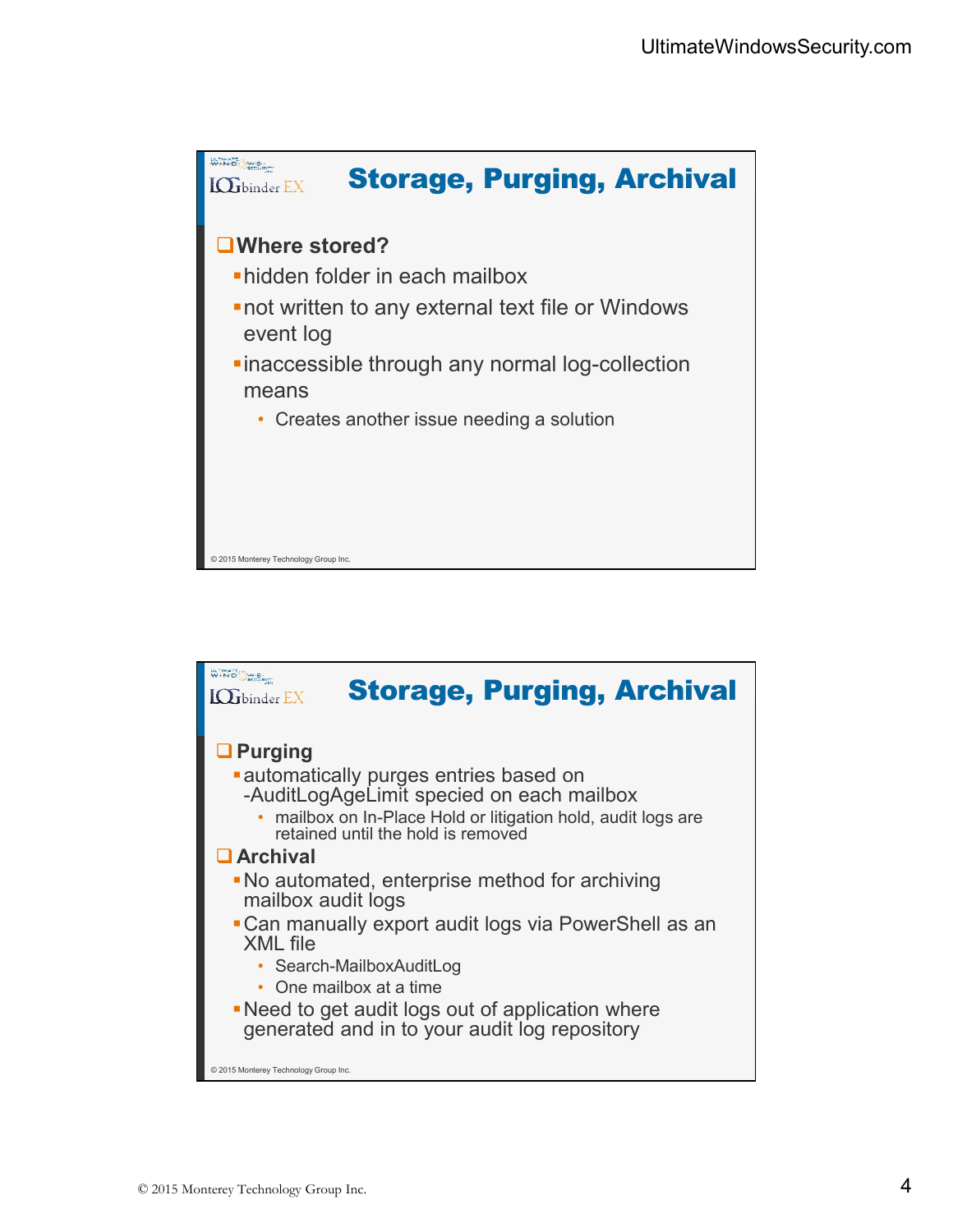## Storage, Purging, Archival

- **Where stored?**
  - hidden folder in each mailbox
  - not written to any external text file or Windows event log
  - inaccessible through any normal log-collection means
    - Creates another issue needing a solution

© 2015 Monterey Technology Group Inc.

## Storage, Purging, Archival

- **Purging**
  - automatically purges entries based on -AuditLogAgeLimit specied on each mailbox
    - mailbox on In-Place Hold or litigation hold, audit logs are retained until the hold is removed
- **Archival**
  - No automated, enterprise method for archiving mailbox audit logs
  - Can manually export audit logs via PowerShell as an XML file
    - Search-MailboxAuditLog
    - One mailbox at a time
  - Need to get audit logs out of application where generated and in to your audit log repository

© 2015 Monterey Technology Group Inc.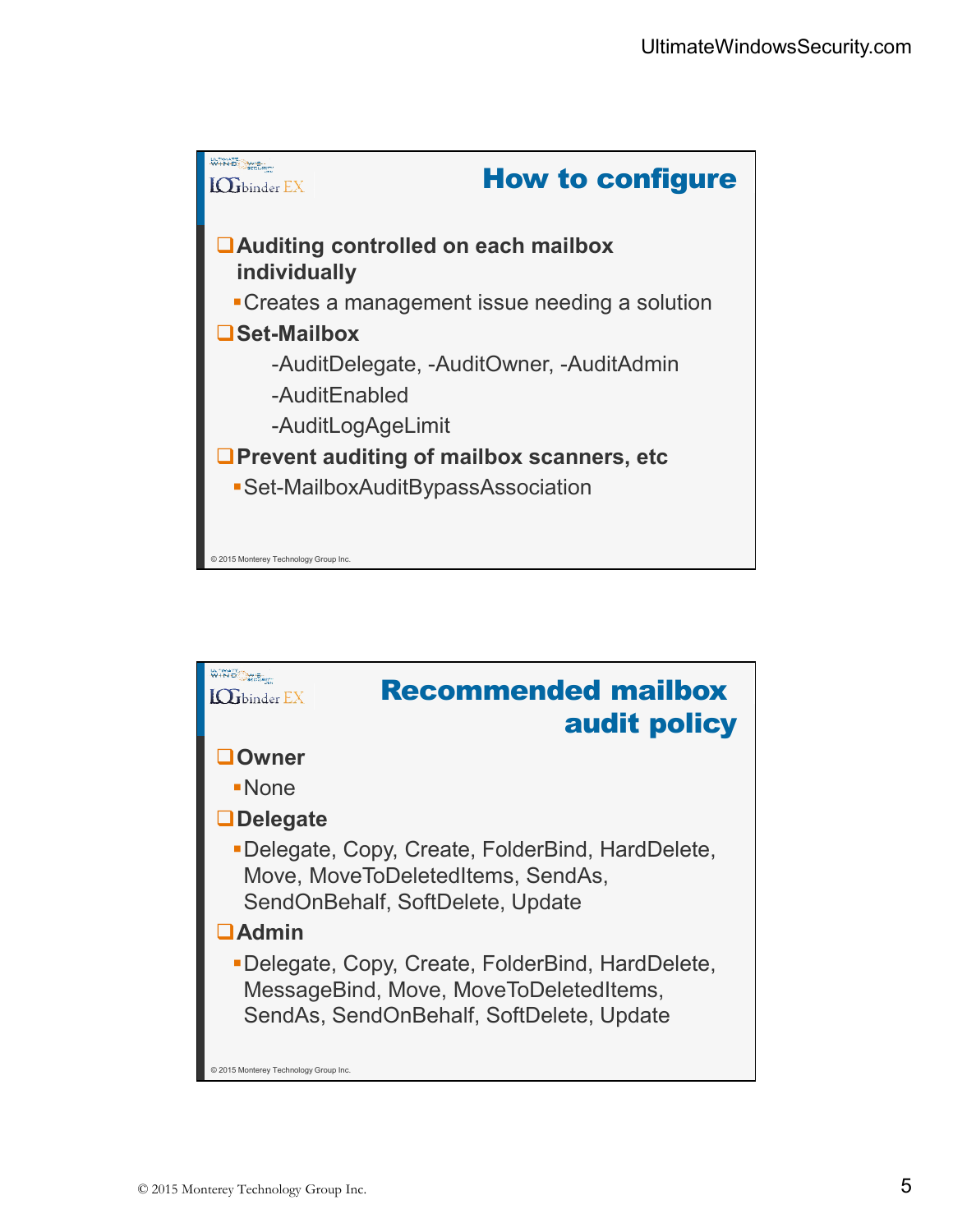## How to configure

- **Auditing controlled on each mailbox individually**
  - Creates a management issue needing a solution
- **Set-Mailbox**
  - -AuditDelegate, -AuditOwner, -AuditAdmin
  - -AuditEnabled
  - -AuditLogAgeLimit
- **Prevent auditing of mailbox scanners, etc**
  - Set-MailboxAuditBypassAssociation

© 2015 Monterey Technology Group Inc.

## Recommended mailbox audit policy

- **Owner**
  - None
- **Delegate**
  - Delegate, Copy, Create, FolderBind, HardDelete, Move, MoveToDeletedItems, SendAs, SendOnBehalf, SoftDelete, Update
- **Admin**
  - Delegate, Copy, Create, FolderBind, HardDelete, MessageBind, Move, MoveToDeletedItems, SendAs, SendOnBehalf, SoftDelete, Update

© 2015 Monterey Technology Group Inc.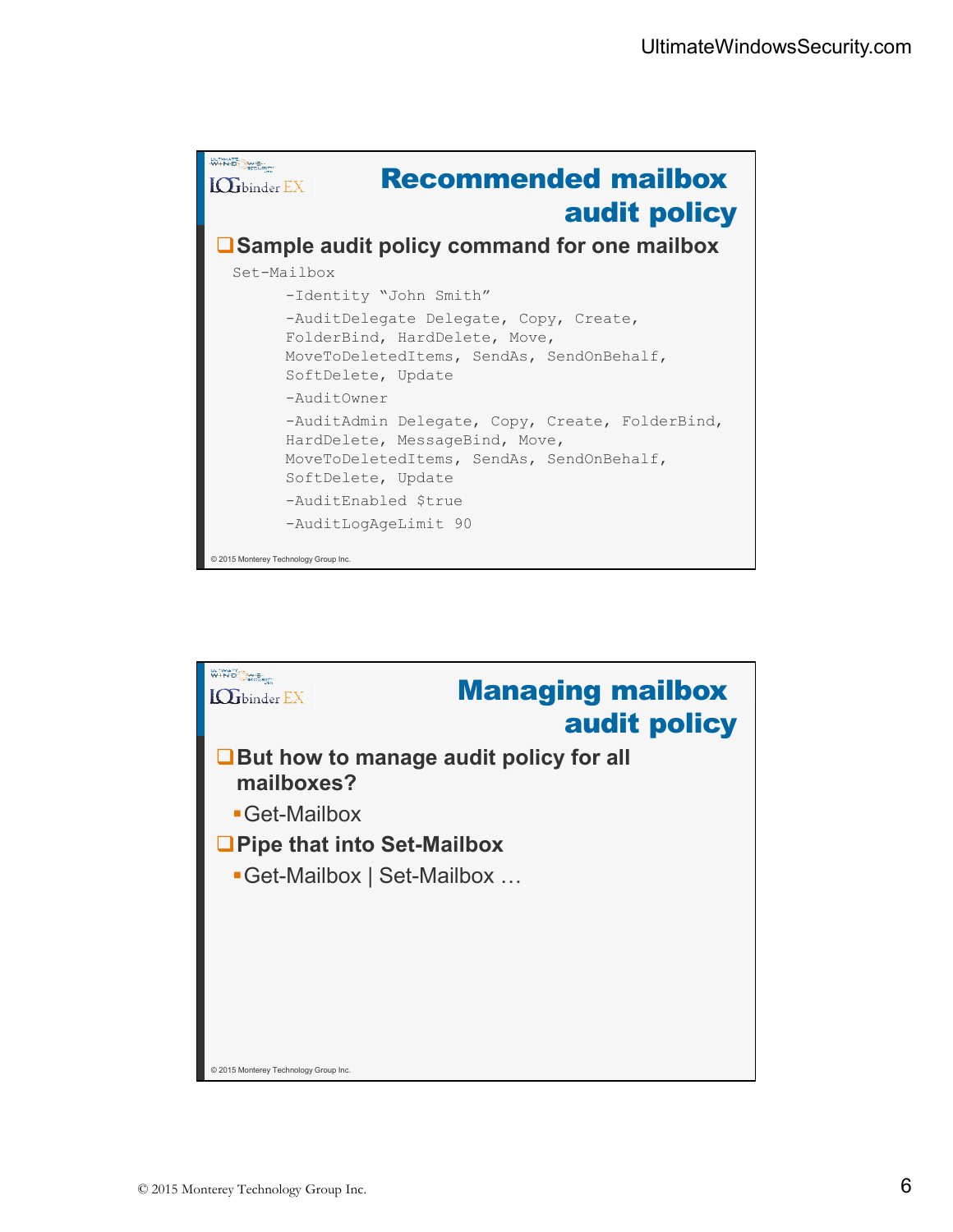## Recommended mailbox audit policy

- Sample audit policy command for one mailbox

```
Set-Mailbox
      -Identity "John Smith"
      -AuditDelegate Delegate, Copy, Create,
      FolderBind, HardDelete, Move,
      MoveToDeletedItems, SendAs, SendOnBehalf,
      SoftDelete, Update
      -AuditOwner
      -AuditAdmin Delegate, Copy, Create, FolderBind,
      HardDelete, MessageBind, Move,
      MoveToDeletedItems, SendAs, SendOnBehalf,
      SoftDelete, Update
      -AuditEnabled $true
      -AuditLogAgeLimit 90
```

© 2015 Monterey Technology Group Inc.

## Managing mailbox audit policy

- But how to manage audit policy for all mailboxes?
  - Get-Mailbox
- Pipe that into Set-Mailbox
  - Get-Mailbox | Set-Mailbox …

© 2015 Monterey Technology Group Inc.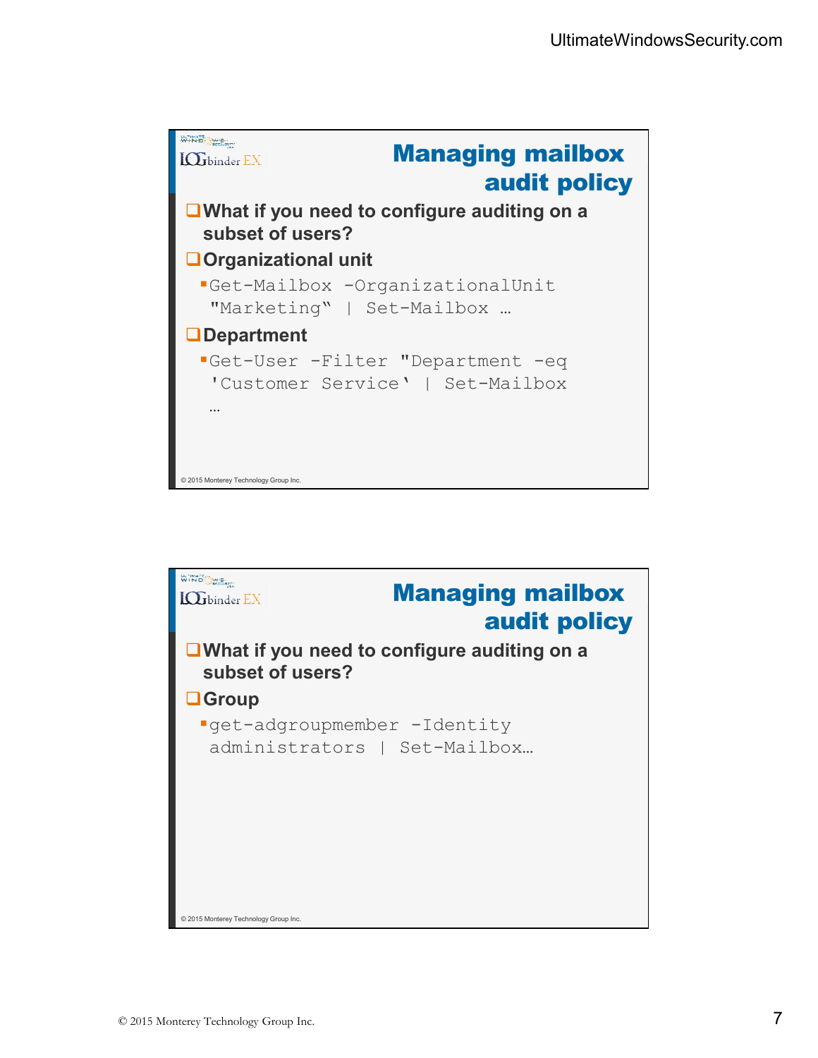## Managing mailbox audit policy

- What if you need to configure auditing on a subset of users?
- Organizational unit
  - `Get-Mailbox -OrganizationalUnit "Marketing" | Set-Mailbox …`
- Department
  - `Get-User -Filter "Department -eq 'Customer Service' | Set-Mailbox …`

© 2015 Monterey Technology Group Inc.

## Managing mailbox audit policy

- What if you need to configure auditing on a subset of users?
- Group
  - `get-adgroupmember -Identity administrators | Set-Mailbox…`

© 2015 Monterey Technology Group Inc.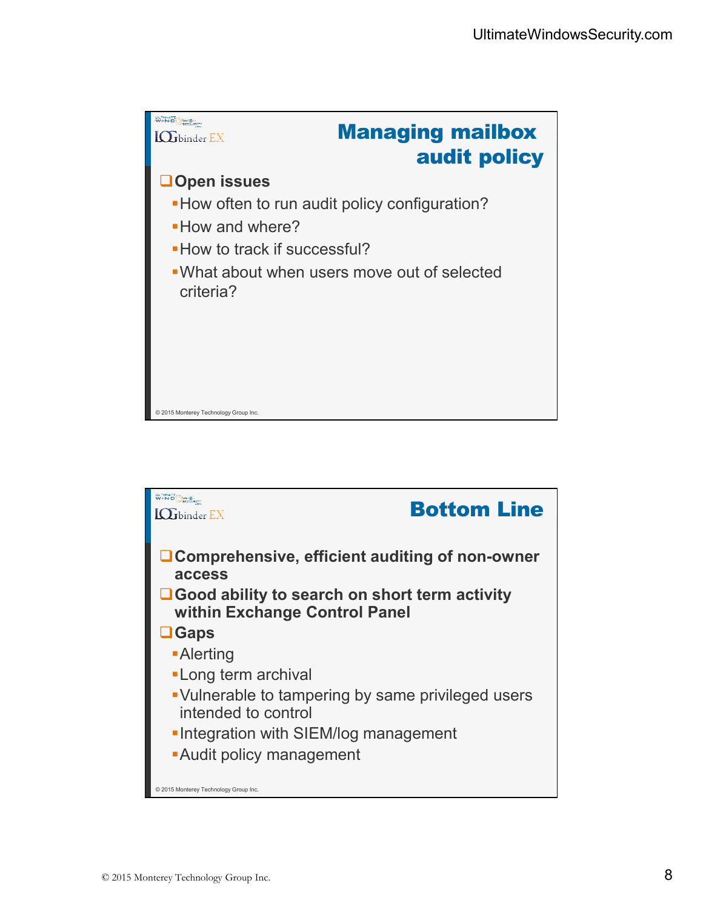## Managing mailbox audit policy

- **Open issues**
  - How often to run audit policy configuration?
  - How and where?
  - How to track if successful?
  - What about when users move out of selected criteria?

© 2015 Monterey Technology Group Inc.

## Bottom Line

- **Comprehensive, efficient auditing of non-owner access**
- **Good ability to search on short term activity within Exchange Control Panel**
- **Gaps**
  - Alerting
  - Long term archival
  - Vulnerable to tampering by same privileged users intended to control
  - Integration with SIEM/log management
  - Audit policy management

© 2015 Monterey Technology Group Inc.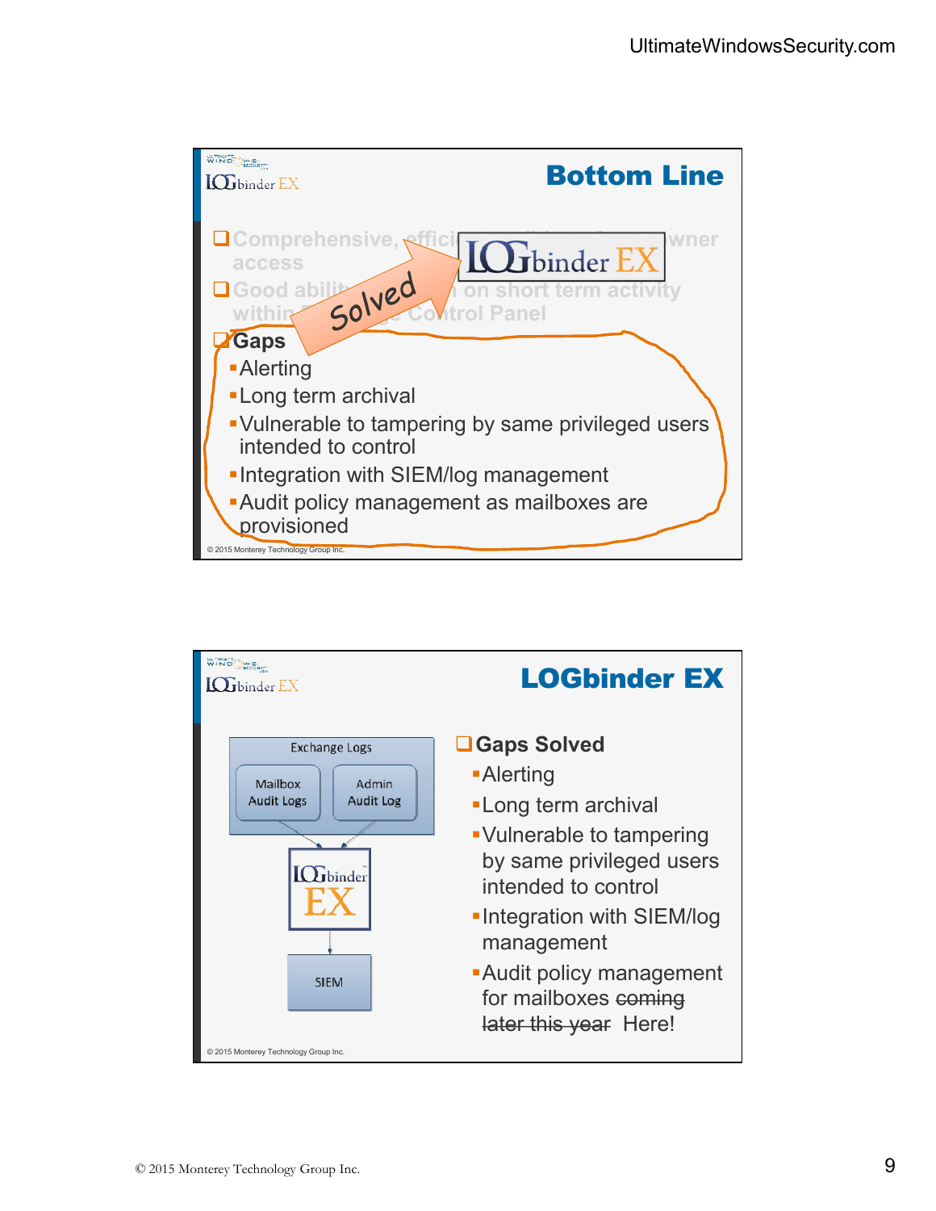## Bottom Line

- Comprehensive, effici... owner access
- Good abilit... on short term activity within ... Control Panel
- Gaps
  - Alerting
  - Long term archival
  - Vulnerable to tampering by same privileged users intended to control
  - Integration with SIEM/log management
  - Audit policy management as mailboxes are provisioned

Solved — LOGbinder EX

© 2015 Monterey Technology Group Inc.

## LOGbinder EX

Exchange Logs: Mailbox Audit Logs, Admin Audit Log → LOGbinder EX → SIEM

- Gaps Solved
  - Alerting
  - Long term archival
  - Vulnerable to tampering by same privileged users intended to control
  - Integration with SIEM/log management
  - Audit policy management for mailboxes ~~coming later this year~~ Here!

© 2015 Monterey Technology Group Inc.

© 2015 Monterey Technology Group Inc.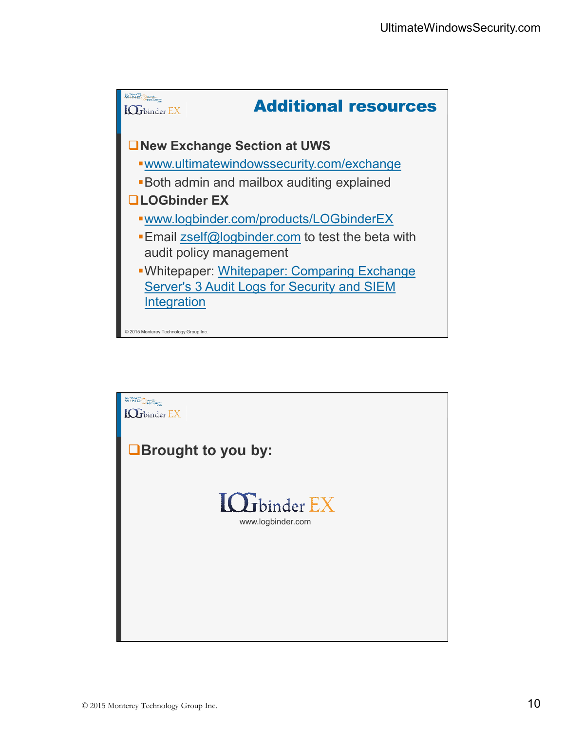## Additional resources

- **New Exchange Section at UWS**
  - www.ultimatewindowssecurity.com/exchange
  - Both admin and mailbox auditing explained
- **LOGbinder EX**
  - www.logbinder.com/products/LOGbinderEX
  - Email zself@logbinder.com to test the beta with audit policy management
  - Whitepaper: Whitepaper: Comparing Exchange Server's 3 Audit Logs for Security and SIEM Integration

© 2015 Monterey Technology Group Inc.

---

- **Brought to you by:**

LOGbinder EX

www.logbinder.com

© 2015 Monterey Technology Group Inc.